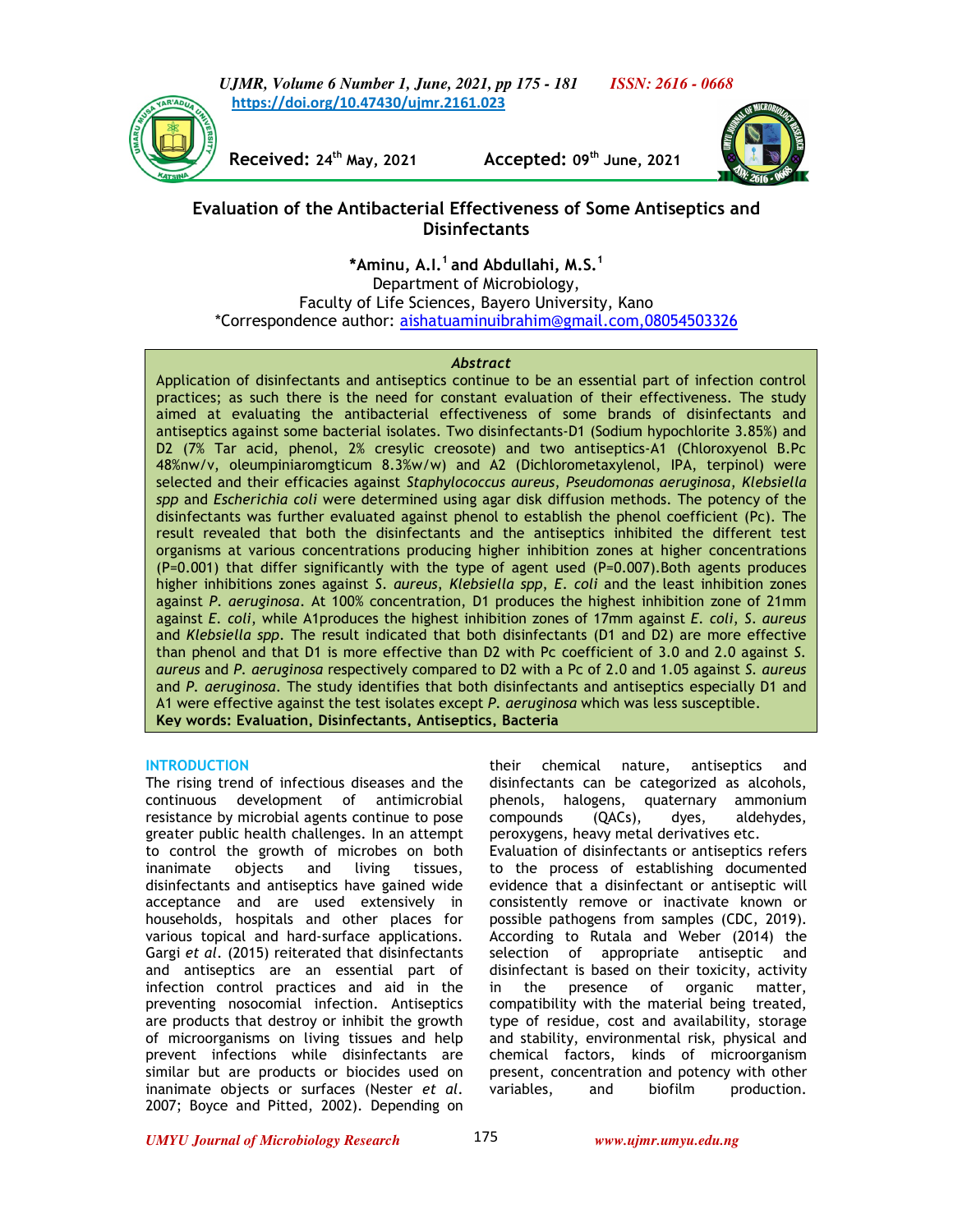**Received:** 24th May, 2021 **Accepted:** 09th June, 2021

https://doi.org/10.47430/ujmr.2161.023

# Evaluation of the Antibacterial Effectiveness of Some Antiseptics and Disinfectants

**\*Aminu, A.I.[1] and Abdullahi, M.S.[1]**

Department of Microbiology,
Faculty of Life Sciences, Bayero University, Kano
*Correspondence author: aishatuaminuibrahim@gmail.com,08054503326

### Abstract

Application of disinfectants and antiseptics continue to be an essential part of infection control practices; as such there is the need for constant evaluation of their effectiveness. The study aimed at evaluating the antibacterial effectiveness of some brands of disinfectants and antiseptics against some bacterial isolates. Two disinfectants-D1 (Sodium hypochlorite 3.85%) and D2 (7% Tar acid, phenol, 2% cresylic creosote) and two antiseptics-A1 (Chloroxyenol B.Pc 48%nw/v, oleumpiniaromgticum 8.3%w/w) and A2 (Dichlorometaxylenol, IPA, terpinol) were selected and their efficacies against *Staphylococcus aureus*, *Pseudomonas aeruginosa*, *Klebsiella spp* and *Escherichia coli* were determined using agar disk diffusion methods. The potency of the disinfectants was further evaluated against phenol to establish the phenol coefficient (Pc). The result revealed that both the disinfectants and the antiseptics inhibited the different test organisms at various concentrations producing higher inhibition zones at higher concentrations (P=0.001) that differ significantly with the type of agent used (P=0.007).Both agents produces higher inhibitions zones against *S. aureus*, *Klebsiella spp*, *E. coli* and the least inhibition zones against *P. aeruginosa*. At 100% concentration, D1 produces the highest inhibition zone of 21mm against *E. coli*, while A1produces the highest inhibition zones of 17mm against *E. coli*, *S. aureus* and *Klebsiella spp*. The result indicated that both disinfectants (D1 and D2) are more effective than phenol and that D1 is more effective than D2 with Pc coefficient of 3.0 and 2.0 against *S. aureus* and *P. aeruginosa* respectively compared to D2 with a Pc of 2.0 and 1.05 against *S. aureus* and *P. aeruginosa*. The study identifies that both disinfectants and antiseptics especially D1 and A1 were effective against the test isolates except *P. aeruginosa* which was less susceptible.

**Key words: Evaluation, Disinfectants, Antiseptics, Bacteria**

## INTRODUCTION

The rising trend of infectious diseases and the continuous development of antimicrobial resistance by microbial agents continue to pose greater public health challenges. In an attempt to control the growth of microbes on both inanimate objects and living tissues, disinfectants and antiseptics have gained wide acceptance and are used extensively in households, hospitals and other places for various topical and hard-surface applications. Gargi *et al*. (2015) reiterated that disinfectants and antiseptics are an essential part of infection control practices and aid in the preventing nosocomial infection. Antiseptics are products that destroy or inhibit the growth of microorganisms on living tissues and help prevent infections while disinfectants are similar but are products or biocides used on inanimate objects or surfaces (Nester *et al*. 2007; Boyce and Pitted, 2002). Depending on their chemical nature, antiseptics and disinfectants can be categorized as alcohols, phenols, halogens, quaternary ammonium compounds (QACs), dyes, aldehydes, peroxygens, heavy metal derivatives etc.

Evaluation of disinfectants or antiseptics refers to the process of establishing documented evidence that a disinfectant or antiseptic will consistently remove or inactivate known or possible pathogens from samples (CDC, 2019). According to Rutala and Weber (2014) the selection of appropriate antiseptic and disinfectant is based on their toxicity, activity in the presence of organic matter, compatibility with the material being treated, type of residue, cost and availability, storage and stability, environmental risk, physical and chemical factors, kinds of microorganism present, concentration and potency with other variables, and biofilm production.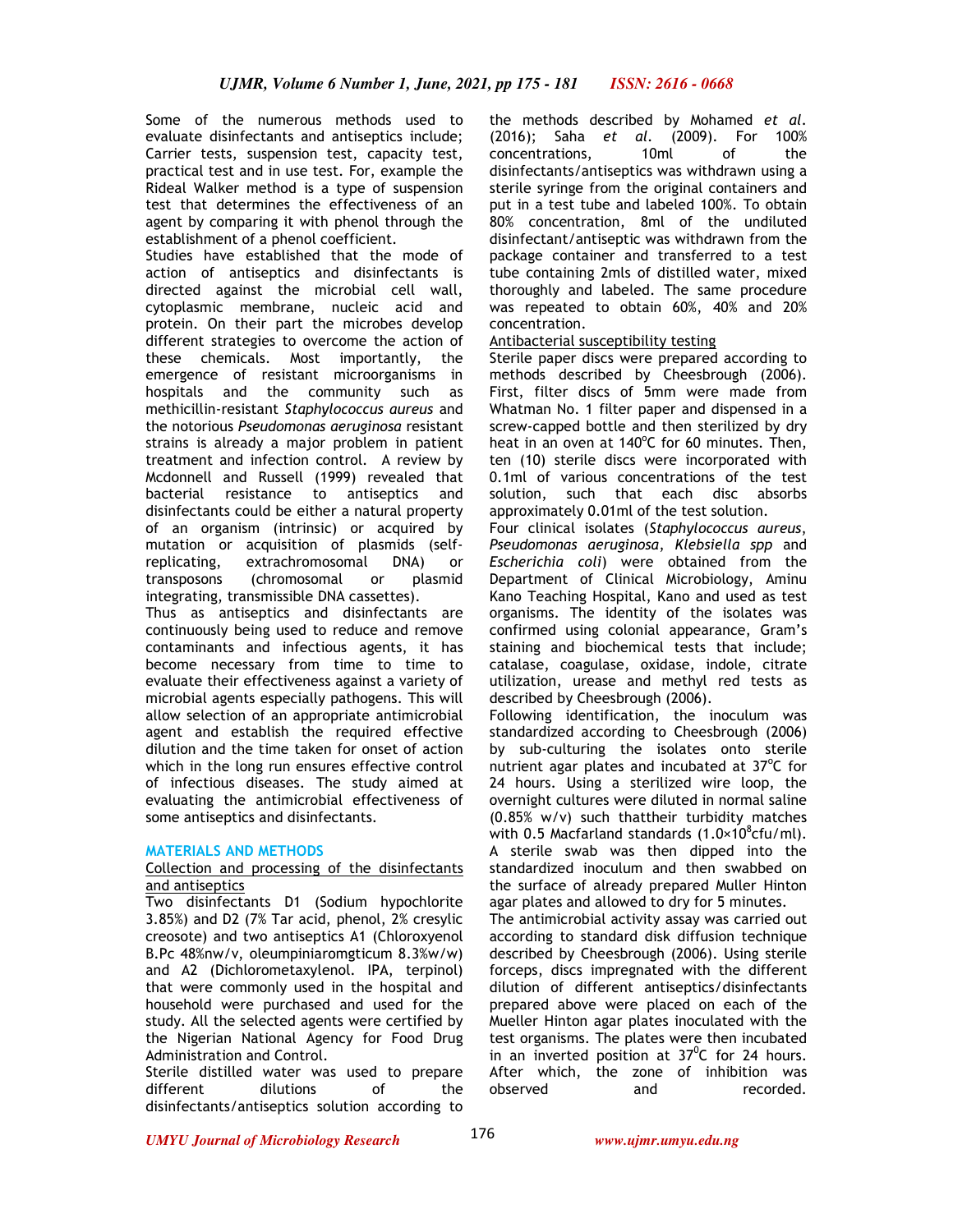Some of the numerous methods used to evaluate disinfectants and antiseptics include; Carrier tests, suspension test, capacity test, practical test and in use test. For, example the Rideal Walker method is a type of suspension test that determines the effectiveness of an agent by comparing it with phenol through the establishment of a phenol coefficient.

Studies have established that the mode of action of antiseptics and disinfectants is directed against the microbial cell wall, cytoplasmic membrane, nucleic acid and protein. On their part the microbes develop different strategies to overcome the action of these chemicals. Most importantly, the emergence of resistant microorganisms in hospitals and the community such as methicillin-resistant *Staphylococcus aureus* and the notorious *Pseudomonas aeruginosa* resistant strains is already a major problem in patient treatment and infection control. A review by Mcdonnell and Russell (1999) revealed that bacterial resistance to antiseptics and disinfectants could be either a natural property of an organism (intrinsic) or acquired by mutation or acquisition of plasmids (self-replicating, extrachromosomal DNA) or transposons (chromosomal or plasmid integrating, transmissible DNA cassettes).

Thus as antiseptics and disinfectants are continuously being used to reduce and remove contaminants and infectious agents, it has become necessary from time to time to evaluate their effectiveness against a variety of microbial agents especially pathogens. This will allow selection of an appropriate antimicrobial agent and establish the required effective dilution and the time taken for onset of action which in the long run ensures effective control of infectious diseases. The study aimed at evaluating the antimicrobial effectiveness of some antiseptics and disinfectants.

## MATERIALS AND METHODS

**Collection and processing of the disinfectants and antiseptics**

Two disinfectants D1 (Sodium hypochlorite 3.85%) and D2 (7% Tar acid, phenol, 2% cresylic creosote) and two antiseptics A1 (Chloroxyenol B.Pc 48%nw/v, oleumpiniaromgticum 8.3%w/w) and A2 (Dichlorometaxylenol. IPA, terpinol) that were commonly used in the hospital and household were purchased and used for the study. All the selected agents were certified by the Nigerian National Agency for Food Drug Administration and Control.

Sterile distilled water was used to prepare different dilutions of the disinfectants/antiseptics solution according to the methods described by Mohamed *et al*. (2016); Saha *et al*. (2009). For 100% concentrations, 10ml of the disinfectants/antiseptics was withdrawn using a sterile syringe from the original containers and put in a test tube and labeled 100%. To obtain 80% concentration, 8ml of the undiluted disinfectant/antiseptic was withdrawn from the package container and transferred to a test tube containing 2mls of distilled water, mixed thoroughly and labeled. The same procedure was repeated to obtain 60%, 40% and 20% concentration.

**Antibacterial susceptibility testing**

Sterile paper discs were prepared according to methods described by Cheesbrough (2006). First, filter discs of 5mm were made from Whatman No. 1 filter paper and dispensed in a screw-capped bottle and then sterilized by dry heat in an oven at 140$^oC$ for 60 minutes. Then, ten (10) sterile discs were incorporated with 0.1ml of various concentrations of the test solution, such that each disc absorbs approximately 0.01ml of the test solution.

Four clinical isolates (*Staphylococcus aureus*, *Pseudomonas aeruginosa*, *Klebsiella spp* and *Escherichia coli*) were obtained from the Department of Clinical Microbiology, Aminu Kano Teaching Hospital, Kano and used as test organisms. The identity of the isolates was confirmed using colonial appearance, Gram's staining and biochemical tests that include; catalase, coagulase, oxidase, indole, citrate utilization, urease and methyl red tests as described by Cheesbrough (2006).

Following identification, the inoculum was standardized according to Cheesbrough (2006) by sub-culturing the isolates onto sterile nutrient agar plates and incubated at 37$^oC$ for 24 hours. Using a sterilized wire loop, the overnight cultures were diluted in normal saline (0.85% w/v) such thattheir turbidity matches with 0.5 Macfarland standards ($1.0\times10^8$cfu/ml). A sterile swab was then dipped into the standardized inoculum and then swabbed on the surface of already prepared Muller Hinton agar plates and allowed to dry for 5 minutes.

The antimicrobial activity assay was carried out according to standard disk diffusion technique described by Cheesbrough (2006). Using sterile forceps, discs impregnated with the different dilution of different antiseptics/disinfectants prepared above were placed on each of the Mueller Hinton agar plates inoculated with the test organisms. The plates were then incubated in an inverted position at 37$^0C$ for 24 hours. After which, the zone of inhibition was observed and recorded.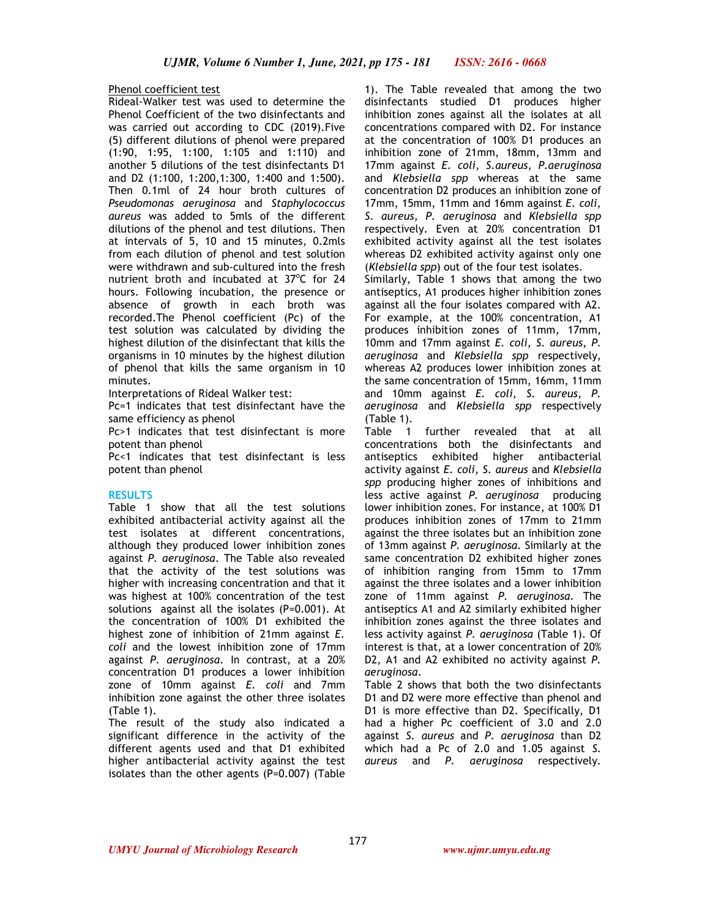Phenol coefficient test

Rideal-Walker test was used to determine the Phenol Coefficient of the two disinfectants and was carried out according to CDC (2019).Five (5) different dilutions of phenol were prepared (1:90, 1:95, 1:100, 1:105 and 1:110) and another 5 dilutions of the test disinfectants D1 and D2 (1:100, 1:200,1:300, 1:400 and 1:500). Then 0.1ml of 24 hour broth cultures of *Pseudomonas aeruginosa* and *Staphylococcus aureus* was added to 5mls of the different dilutions of the phenol and test dilutions. Then at intervals of 5, 10 and 15 minutes, 0.2mls from each dilution of phenol and test solution were withdrawn and sub-cultured into the fresh nutrient broth and incubated at 37$^{o}$C for 24 hours. Following incubation, the presence or absence of growth in each broth was recorded.The Phenol coefficient (Pc) of the test solution was calculated by dividing the highest dilution of the disinfectant that kills the organisms in 10 minutes by the highest dilution of phenol that kills the same organism in 10 minutes.

Interpretations of Rideal Walker test:

Pc=1 indicates that test disinfectant have the same efficiency as phenol

Pc>1 indicates that test disinfectant is more potent than phenol

Pc<1 indicates that test disinfectant is less potent than phenol

## RESULTS

Table 1 show that all the test solutions exhibited antibacterial activity against all the test isolates at different concentrations, although they produced lower inhibition zones against *P. aeruginosa*. The Table also revealed that the activity of the test solutions was higher with increasing concentration and that it was highest at 100% concentration of the test solutions against all the isolates (P=0.001). At the concentration of 100% D1 exhibited the highest zone of inhibition of 21mm against *E. coli* and the lowest inhibition zone of 17mm against *P. aeruginosa*. In contrast, at a 20% concentration D1 produces a lower inhibition zone of 10mm against *E. coli* and 7mm inhibition zone against the other three isolates (Table 1).

The result of the study also indicated a significant difference in the activity of the different agents used and that D1 exhibited higher antibacterial activity against the test isolates than the other agents (P=0.007) (Table 1). The Table revealed that among the two disinfectants studied D1 produces higher inhibition zones against all the isolates at all concentrations compared with D2. For instance at the concentration of 100% D1 produces an inhibition zone of 21mm, 18mm, 13mm and 17mm against *E. coli*, *S.aureus*, *P.aeruginosa* and *Klebsiella spp* whereas at the same concentration D2 produces an inhibition zone of 17mm, 15mm, 11mm and 16mm against *E. coli*, *S. aureus*, *P. aeruginosa* and *Klebsiella spp* respectively. Even at 20% concentration D1 exhibited activity against all the test isolates whereas D2 exhibited activity against only one (*Klebsiella spp*) out of the four test isolates.

Similarly, Table 1 shows that among the two antiseptics, A1 produces higher inhibition zones against all the four isolates compared with A2. For example, at the 100% concentration, A1 produces inhibition zones of 11mm, 17mm, 10mm and 17mm against *E. coli*, *S. aureus*, *P. aeruginosa* and *Klebsiella spp* respectively, whereas A2 produces lower inhibition zones at the same concentration of 15mm, 16mm, 11mm and 10mm against *E. coli*, *S. aureus*, *P. aeruginosa* and *Klebsiella spp* respectively (Table 1).

Table 1 further revealed that at all concentrations both the disinfectants and antiseptics exhibited higher antibacterial activity against *E. coli*, *S. aureus* and *Klebsiella spp* producing higher zones of inhibitions and less active against *P. aeruginosa* producing lower inhibition zones. For instance, at 100% D1 produces inhibition zones of 17mm to 21mm against the three isolates but an inhibition zone of 13mm against *P. aeruginosa*. Similarly at the same concentration D2 exhibited higher zones of inhibition ranging from 15mm to 17mm against the three isolates and a lower inhibition zone of 11mm against *P. aeruginosa*. The antiseptics A1 and A2 similarly exhibited higher inhibition zones against the three isolates and less activity against *P. aeruginosa* (Table 1). Of interest is that, at a lower concentration of 20% D2, A1 and A2 exhibited no activity against *P. aeruginosa*.

Table 2 shows that both the two disinfectants D1 and D2 were more effective than phenol and D1 is more effective than D2. Specifically, D1 had a higher Pc coefficient of 3.0 and 2.0 against *S. aureus* and *P. aeruginosa* than D2 which had a Pc of 2.0 and 1.05 against *S. aureus* and *P. aeruginosa* respectively.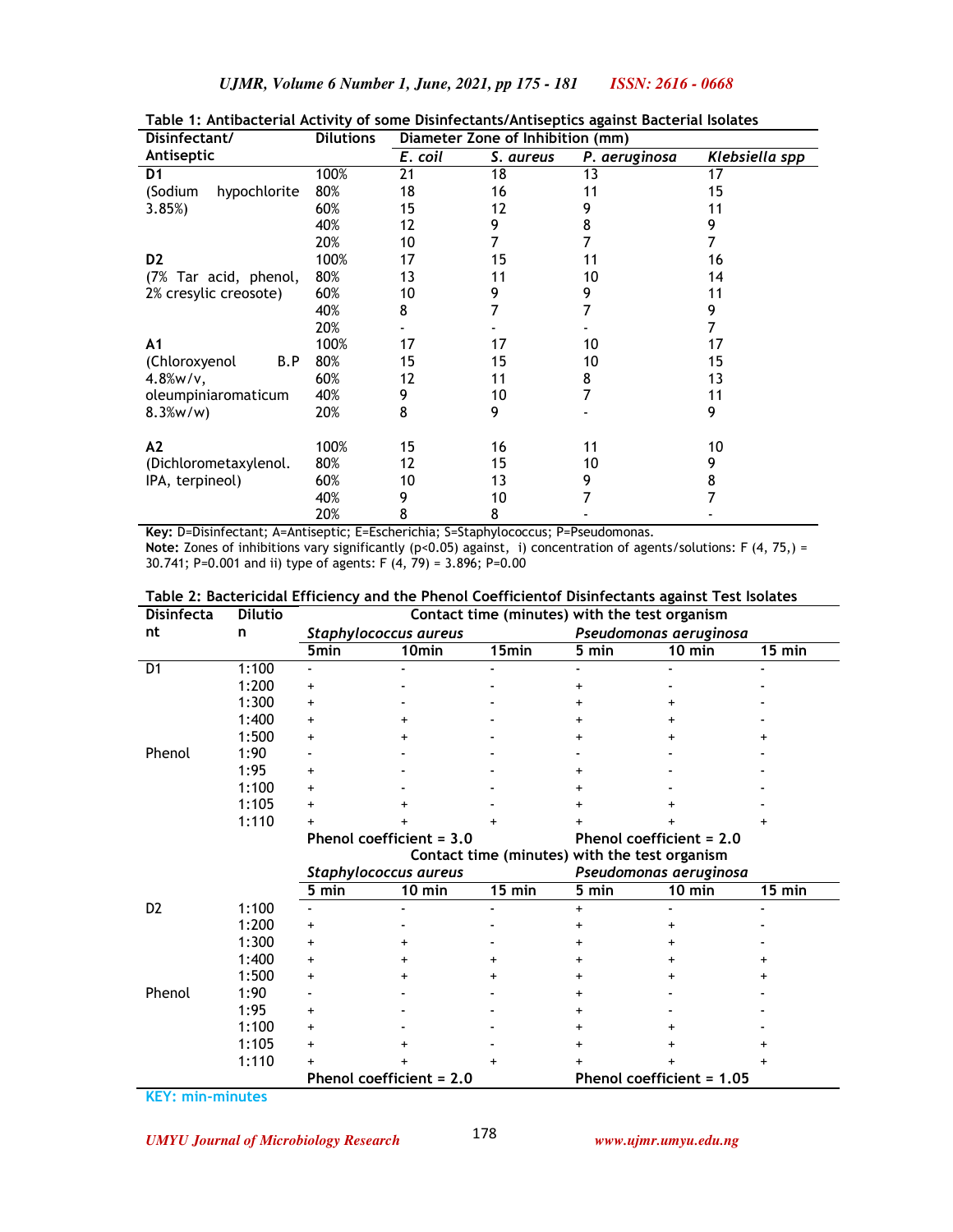**Table 1: Antibacterial Activity of some Disinfectants/Antiseptics against Bacterial Isolates**

| Disinfectant/ Antiseptic | Dilutions | Diameter Zone of Inhibition (mm) | | | |
|---|---|---|---|---|---|
| | | *E. coil* | *S. aureus* | *P. aeruginosa* | *Klebsiella spp* |
| **D1** | 100% | 21 | 18 | 13 | 17 |
| (Sodium hypochlorite | 80% | 18 | 16 | 11 | 15 |
| 3.85%) | 60% | 15 | 12 | 9 | 11 |
| | 40% | 12 | 9 | 8 | 9 |
| | 20% | 10 | 7 | 7 | 7 |
| **D2** | 100% | 17 | 15 | 11 | 16 |
| (7% Tar acid, phenol, | 80% | 13 | 11 | 10 | 14 |
| 2% cresylic creosote) | 60% | 10 | 9 | 9 | 11 |
| | 40% | 8 | 7 | 7 | 9 |
| | 20% | - | - | - | 7 |
| **A1** | 100% | 17 | 17 | 10 | 17 |
| (Chloroxyenol B.P | 80% | 15 | 15 | 10 | 15 |
| 4.8%w/v, | 60% | 12 | 11 | 8 | 13 |
| oleumpiniaromaticum | 40% | 9 | 10 | 7 | 11 |
| 8.3%w/w) | 20% | 8 | 9 | - | 9 |
| **A2** | 100% | 15 | 16 | 11 | 10 |
| (Dichlorometaxylenol. | 80% | 12 | 15 | 10 | 9 |
| IPA, terpineol) | 60% | 10 | 13 | 9 | 8 |
| | 40% | 9 | 10 | 7 | 7 |
| | 20% | 8 | 8 | - | - |

**Key:** D=Disinfectant; A=Antiseptic; E=Escherichia; S=Staphylococcus; P=Pseudomonas.
**Note:** Zones of inhibitions vary significantly ($p<0.05$) against, i) concentration of agents/solutions: $F (4, 75,) = 30.741$; $P=0.001$ and ii) type of agents: $F (4, 79) = 3.896$; $P=0.00$

**Table 2: Bactericidal Efficiency and the Phenol Coefficientof Disinfectants against Test Isolates**

| Disinfectant | Dilution | Contact time (minutes) with the test organism | | | | | |
|---|---|---|---|---|---|---|---|
| | | *Staphylococcus aureus* | | | *Pseudomonas aeruginosa* | | |
| | | 5min | 10min | 15min | 5 min | 10 min | 15 min |
| D1 | 1:100 | - | - | - | - | - | - |
| | 1:200 | + | - | - | + | - | - |
| | 1:300 | + | - | - | + | + | - |
| | 1:400 | + | + | - | + | + | - |
| | 1:500 | + | + | - | + | + | + |
| Phenol | 1:90 | - | - | - | - | - | - |
| | 1:95 | + | - | - | + | - | - |
| | 1:100 | + | - | - | + | - | - |
| | 1:105 | + | + | - | + | + | - |
| | 1:110 | + | + | + | + | + | + |
| | | **Phenol coefficient = 3.0** | | | **Phenol coefficient = 2.0** | | |
| | | **Contact time (minutes) with the test organism** | | | | | |
| | | *Staphylococcus aureus* | | | *Pseudomonas aeruginosa* | | |
| | | 5 min | 10 min | 15 min | 5 min | 10 min | 15 min |
| D2 | 1:100 | - | - | - | + | - | - |
| | 1:200 | + | - | - | + | + | - |
| | 1:300 | + | + | - | + | + | - |
| | 1:400 | + | + | + | + | + | + |
| | 1:500 | + | + | + | + | + | + |
| Phenol | 1:90 | - | - | - | + | - | - |
| | 1:95 | + | - | - | + | - | - |
| | 1:100 | + | - | - | + | + | - |
| | 1:105 | + | + | - | + | + | + |
| | 1:110 | + | + | + | + | + | + |
| | | **Phenol coefficient = 2.0** | | | **Phenol coefficient = 1.05** | | |

**KEY: min-minutes**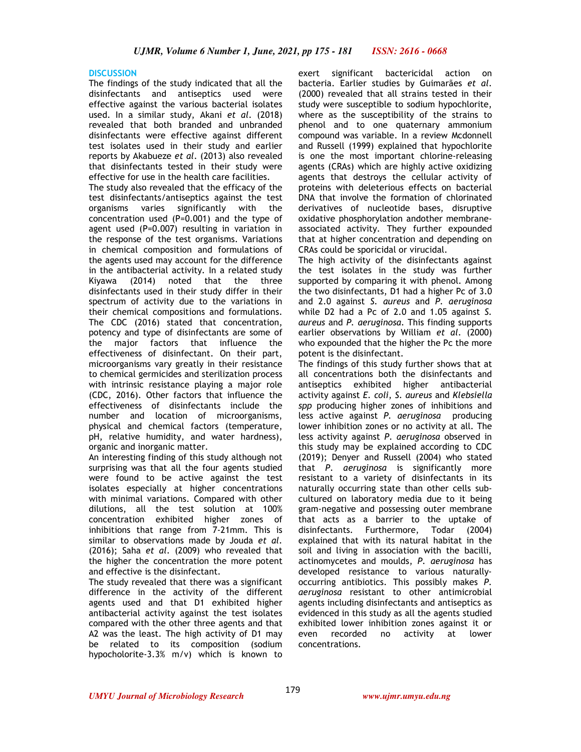## DISCUSSION

The findings of the study indicated that all the disinfectants and antiseptics used were effective against the various bacterial isolates used. In a similar study, Akani *et al*. (2018) revealed that both branded and unbranded disinfectants were effective against different test isolates used in their study and earlier reports by Akabueze *et al*. (2013) also revealed that disinfectants tested in their study were effective for use in the health care facilities.

The study also revealed that the efficacy of the test disinfectants/antiseptics against the test organisms varies significantly with the concentration used (P=0.001) and the type of agent used (P=0.007) resulting in variation in the response of the test organisms. Variations in chemical composition and formulations of the agents used may account for the difference in the antibacterial activity. In a related study Kiyawa (2014) noted that the three disinfectants used in their study differ in their spectrum of activity due to the variations in their chemical compositions and formulations. The CDC (2016) stated that concentration, potency and type of disinfectants are some of the major factors that influence the effectiveness of disinfectant. On their part, microorganisms vary greatly in their resistance to chemical germicides and sterilization process with intrinsic resistance playing a major role (CDC, 2016). Other factors that influence the effectiveness of disinfectants include the number and location of microorganisms, physical and chemical factors (temperature, pH, relative humidity, and water hardness), organic and inorganic matter.

An interesting finding of this study although not surprising was that all the four agents studied were found to be active against the test isolates especially at higher concentrations with minimal variations. Compared with other dilutions, all the test solution at 100% concentration exhibited higher zones of inhibitions that range from 7-21mm. This is similar to observations made by Jouda *et al*. (2016); Saha *et al*. (2009) who revealed that the higher the concentration the more potent and effective is the disinfectant.

The study revealed that there was a significant difference in the activity of the different agents used and that D1 exhibited higher antibacterial activity against the test isolates compared with the other three agents and that A2 was the least. The high activity of D1 may be related to its composition (sodium hypocholorite-3.3% m/v) which is known to exert significant bactericidal action on bacteria. Earlier studies by Guimarães *et al*. (2000) revealed that all strains tested in their study were susceptible to sodium hypochlorite, where as the susceptibility of the strains to phenol and to one quaternary ammonium compound was variable. In a review Mcdonnell and Russell (1999) explained that hypochlorite is one the most important chlorine-releasing agents (CRAs) which are highly active oxidizing agents that destroys the cellular activity of proteins with deleterious effects on bacterial DNA that involve the formation of chlorinated derivatives of nucleotide bases, disruptive oxidative phosphorylation andother membrane-associated activity. They further expounded that at higher concentration and depending on CRAs could be sporicidal or virucidal.

The high activity of the disinfectants against the test isolates in the study was further supported by comparing it with phenol. Among the two disinfectants, D1 had a higher Pc of 3.0 and 2.0 against *S. aureus* and *P. aeruginosa* while D2 had a Pc of 2.0 and 1.05 against *S. aureus* and *P. aeruginosa*. This finding supports earlier observations by William *et al*. (2000) who expounded that the higher the Pc the more potent is the disinfectant.

The findings of this study further shows that at all concentrations both the disinfectants and antiseptics exhibited higher antibacterial activity against *E. coli*, *S. aureus* and *Klebsiella spp* producing higher zones of inhibitions and less active against *P. aeruginosa* producing lower inhibition zones or no activity at all. The less activity against *P. aeruginosa* observed in this study may be explained according to CDC (2019); Denyer and Russell (2004) who stated that *P. aeruginosa* is significantly more resistant to a variety of disinfectants in its naturally occurring state than other cells sub-cultured on laboratory media due to it being gram-negative and possessing outer membrane that acts as a barrier to the uptake of disinfectants. Furthermore, Todar (2004) explained that with its natural habitat in the soil and living in association with the bacilli, actinomycetes and moulds, *P. aeruginosa* has developed resistance to various naturally-occurring antibiotics. This possibly makes *P. aeruginosa* resistant to other antimicrobial agents including disinfectants and antiseptics as evidenced in this study as all the agents studied exhibited lower inhibition zones against it or even recorded no activity at lower concentrations.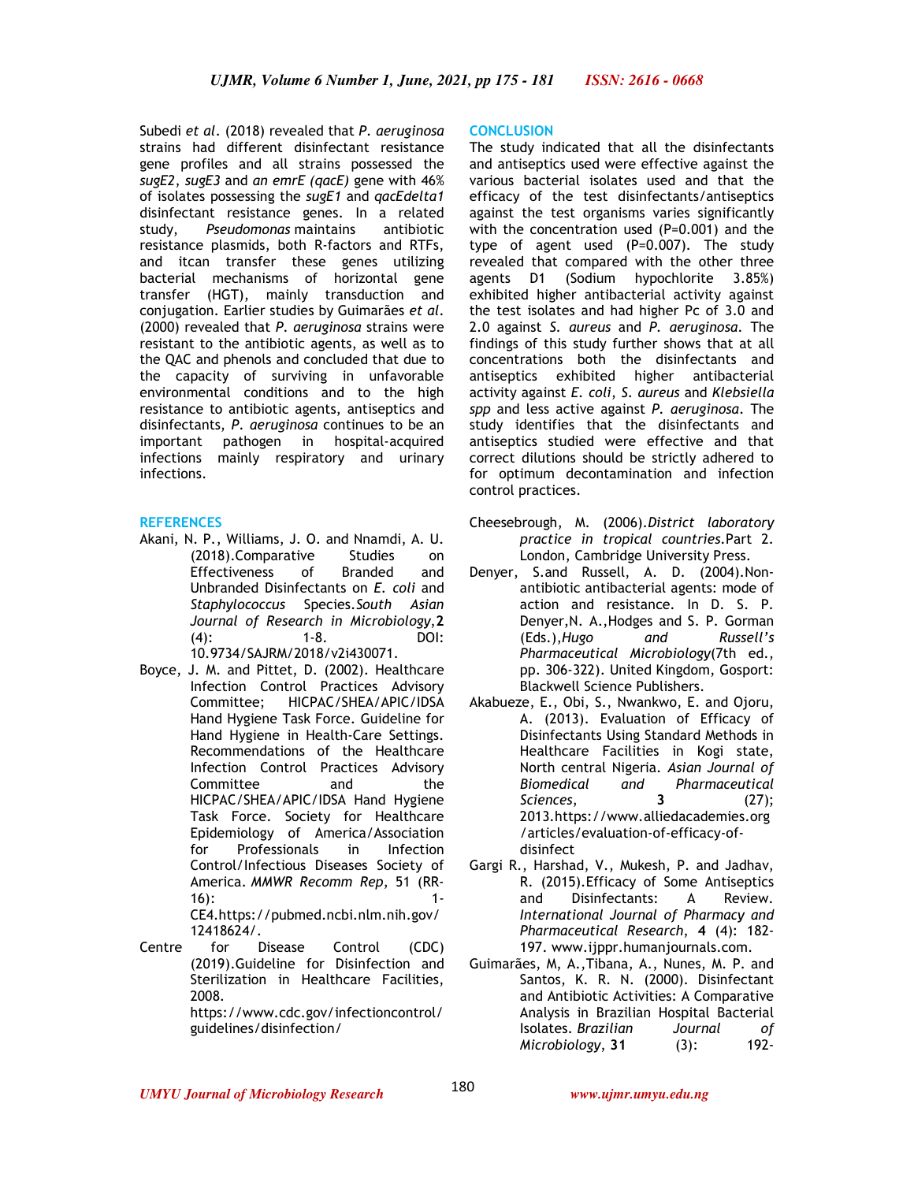Subedi *et al*. (2018) revealed that *P. aeruginosa* strains had different disinfectant resistance gene profiles and all strains possessed the *sugE2*, *sugE3* and *an emrE (qacE)* gene with 46% of isolates possessing the *sugE1* and *qacEdelta1* disinfectant resistance genes. In a related study, *Pseudomonas* maintains antibiotic resistance plasmids, both R-factors and RTFs, and itcan transfer these genes utilizing bacterial mechanisms of horizontal gene transfer (HGT), mainly transduction and conjugation. Earlier studies by Guimarães *et al*. (2000) revealed that *P. aeruginosa* strains were resistant to the antibiotic agents, as well as to the QAC and phenols and concluded that due to the capacity of surviving in unfavorable environmental conditions and to the high resistance to antibiotic agents, antiseptics and disinfectants, *P. aeruginosa* continues to be an important pathogen in hospital-acquired infections mainly respiratory and urinary infections.

## CONCLUSION

The study indicated that all the disinfectants and antiseptics used were effective against the various bacterial isolates used and that the efficacy of the test disinfectants/antiseptics against the test organisms varies significantly with the concentration used (P=0.001) and the type of agent used (P=0.007). The study revealed that compared with the other three agents D1 (Sodium hypochlorite 3.85%) exhibited higher antibacterial activity against the test isolates and had higher Pc of 3.0 and 2.0 against *S. aureus* and *P. aeruginosa*. The findings of this study further shows that at all concentrations both the disinfectants and antiseptics exhibited higher antibacterial activity against *E. coli*, *S. aureus* and *Klebsiella spp* and less active against *P. aeruginosa*. The study identifies that the disinfectants and antiseptics studied were effective and that correct dilutions should be strictly adhered to for optimum decontamination and infection control practices.

## REFERENCES

Akani, N. P., Williams, J. O. and Nnamdi, A. U. (2018).Comparative Studies on Effectiveness of Branded and Unbranded Disinfectants on *E. coli* and *Staphylococcus* Species.*South Asian Journal of Research in Microbiology*,**2** (4): 1-8. DOI: 10.9734/SAJRM/2018/v2i430071.

Boyce, J. M. and Pittet, D. (2002). Healthcare Infection Control Practices Advisory Committee; HICPAC/SHEA/APIC/IDSA Hand Hygiene Task Force. Guideline for Hand Hygiene in Health-Care Settings. Recommendations of the Healthcare Infection Control Practices Advisory Committee and the HICPAC/SHEA/APIC/IDSA Hand Hygiene Task Force. Society for Healthcare Epidemiology of America/Association for Professionals in Infection Control/Infectious Diseases Society of America. *MMWR Recomm Rep*, 51 (RR-16): 1-CE4.https://pubmed.ncbi.nlm.nih.gov/12418624/.

Centre for Disease Control (CDC) (2019).Guideline for Disinfection and Sterilization in Healthcare Facilities, 2008. https://www.cdc.gov/infectioncontrol/guidelines/disinfection/

Cheesebrough, M. (2006).*District laboratory practice in tropical countries.*Part 2. London, Cambridge University Press.

Denyer, S.and Russell, A. D. (2004).Non-antibiotic antibacterial agents: mode of action and resistance. In D. S. P. Denyer,N. A.,Hodges and S. P. Gorman (Eds.),*Hugo and Russell's Pharmaceutical Microbiology*(7th ed., pp. 306-322). United Kingdom, Gosport: Blackwell Science Publishers.

Akabueze, E., Obi, S., Nwankwo, E. and Ojoru, A. (2013). Evaluation of Efficacy of Disinfectants Using Standard Methods in Healthcare Facilities in Kogi state, North central Nigeria. *Asian Journal of Biomedical and Pharmaceutical Sciences*, **3** (27); 2013.https://www.alliedacademies.org/articles/evaluation-of-efficacy-of-disinfect

Gargi R., Harshad, V., Mukesh, P. and Jadhav, R. (2015).Efficacy of Some Antiseptics and Disinfectants: A Review. *International Journal of Pharmacy and Pharmaceutical Research*, **4** (4): 182-197. www.ijppr.humanjournals.com.

Guimarães, M, A.,Tibana, A., Nunes, M. P. and Santos, K. R. N. (2000). Disinfectant and Antibiotic Activities: A Comparative Analysis in Brazilian Hospital Bacterial Isolates. *Brazilian Journal of Microbiology*, **31** (3): 192-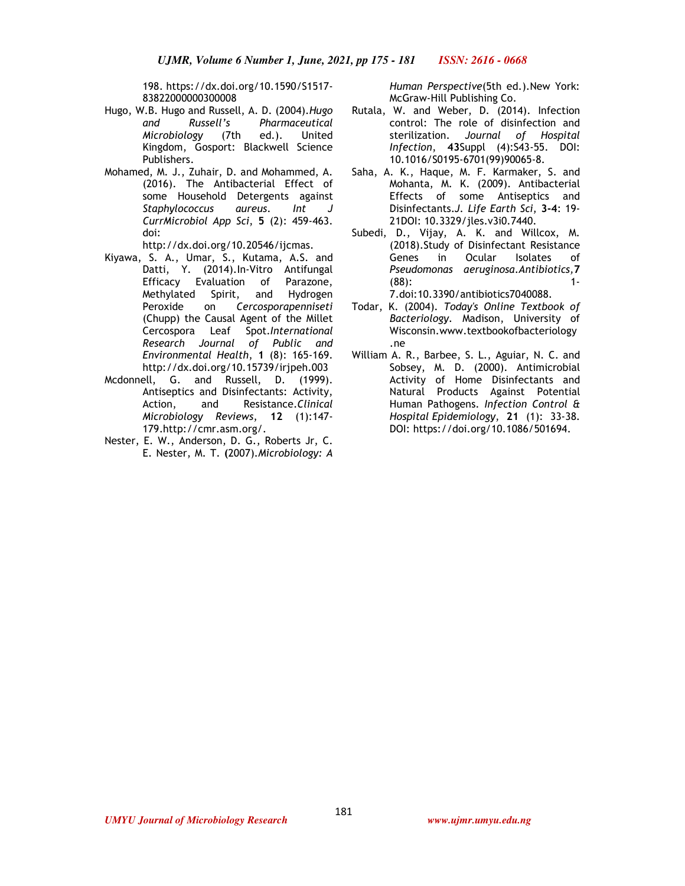198. https://dx.doi.org/10.1590/S1517-83822000000300008

Hugo, W.B. Hugo and Russell, A. D. (2004).*Hugo and Russell's Pharmaceutical Microbiology* (7th ed.). United Kingdom, Gosport: Blackwell Science Publishers.

Mohamed, M. J., Zuhair, D. and Mohammed, A. (2016). The Antibacterial Effect of some Household Detergents against *Staphylococcus aureus*. *Int J CurrMicrobiol App Sci*, **5** (2): 459-463. doi: http://dx.doi.org/10.20546/ijcmas.

Kiyawa, S. A., Umar, S., Kutama, A.S. and Datti, Y. (2014).In-Vitro Antifungal Efficacy Evaluation of Parazone, Methylated Spirit, and Hydrogen Peroxide on *Cercosporapenniseti* (Chupp) the Causal Agent of the Millet Cercospora Leaf Spot.*International Research Journal of Public and Environmental Health*, **1** (8): 165-169. http://dx.doi.org/10.15739/irjpeh.003

Mcdonnell, G. and Russell, D. (1999). Antiseptics and Disinfectants: Activity, Action, and Resistance.*Clinical Microbiology Reviews*, **12** (1):147-179.http://cmr.asm.org/.

Nester, E. W., Anderson, D. G., Roberts Jr, C. E. Nester, M. T. **(**2007).*Microbiology: A Human Perspective*(5th ed.).New York: McGraw-Hill Publishing Co.

Rutala, W. and Weber, D. (2014). Infection control: The role of disinfection and sterilization. *Journal of Hospital Infection*, **43**Suppl (4):S43-55. DOI: 10.1016/S0195-6701(99)90065-8.

Saha, A. K., Haque, M. F. Karmaker, S. and Mohanta, M. K. (2009). Antibacterial Effects of some Antiseptics and Disinfectants.*J. Life Earth Sci*, **3-4**: 19-21DOI: 10.3329/jles.v3i0.7440.

Subedi, D., Vijay, A. K. and Willcox, M. (2018).Study of Disinfectant Resistance Genes in Ocular Isolates of *Pseudomonas aeruginosa*.*Antibiotics*,**7** (88): 1-7.doi:10.3390/antibiotics7040088.

Todar, K. (2004). *Today's Online Textbook of Bacteriology*. Madison, University of Wisconsin.www.textbookofbacteriology.ne

William A. R., Barbee, S. L., Aguiar, N. C. and Sobsey, M. D. (2000). Antimicrobial Activity of Home Disinfectants and Natural Products Against Potential Human Pathogens. *Infection Control & Hospital Epidemiology*, **21** (1): 33-38. DOI: https://doi.org/10.1086/501694.